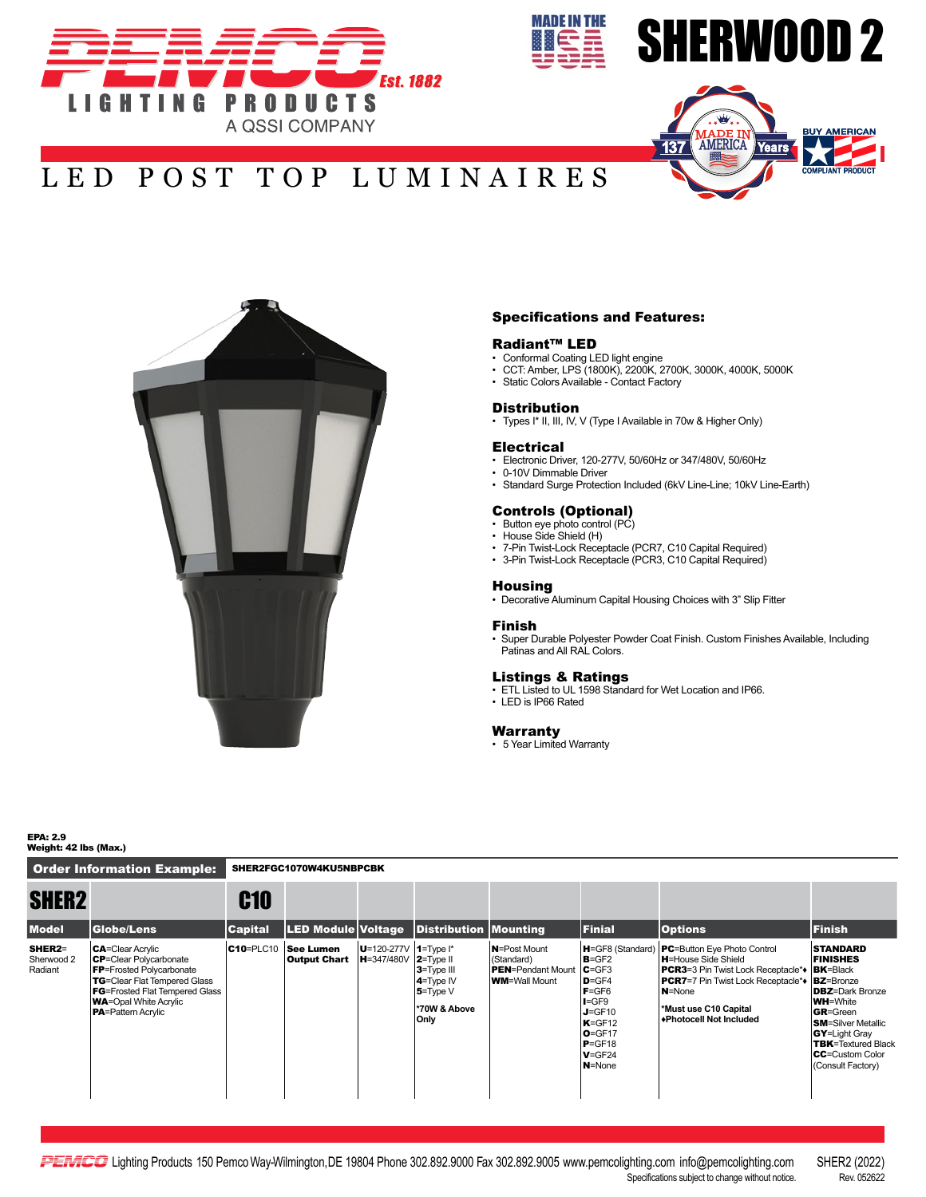# PEMCO Est. 1882

LIGHTING PRODUCTS
A QSSI COMPANY

MADE IN THE USA

# SHERWOOD 2

MADE IN AMERICA 137 Years

BUY AMERICAN COMPLIANT PRODUCT

## LED POST TOP LUMINAIRES

### Specifications and Features:

#### Radiant™ LED
- Conformal Coating LED light engine
- CCT: Amber, LPS (1800K), 2200K, 2700K, 3000K, 4000K, 5000K
- Static Colors Available - Contact Factory

#### Distribution
- Types I* II, III, IV, V (Type I Available in 70w & Higher Only)

#### Electrical
- Electronic Driver, 120-277V, 50/60Hz or 347/480V, 50/60Hz
- 0-10V Dimmable Driver
- Standard Surge Protection Included (6kV Line-Line; 10kV Line-Earth)

#### Controls (Optional)
- Button eye photo control (PC)
- House Side Shield (H)
- 7-Pin Twist-Lock Receptacle (PCR7, C10 Capital Required)
- 3-Pin Twist-Lock Receptacle (PCR3, C10 Capital Required)

#### Housing
- Decorative Aluminum Capital Housing Choices with 3" Slip Fitter

#### Finish
- Super Durable Polyester Powder Coat Finish. Custom Finishes Available, Including Patinas and All RAL Colors.

#### Listings & Ratings
- ETL Listed to UL 1598 Standard for Wet Location and IP66.
- LED is IP66 Rated

#### Warranty
- 5 Year Limited Warranty

**EPA: 2.9**
**Weight: 42 lbs (Max.)**

**Order Information Example:** SHER2FGC1070W4KU5NBPCBK

| SHER2 | | C10 | | | | | | | |
|---|---|---|---|---|---|---|---|---|---|
| **Model** | **Globe/Lens** | **Capital** | **LED Module** | **Voltage** | **Distribution** | **Mounting** | **Finial** | **Options** | **Finish** |
| **SHER2**= Sherwood 2 Radiant | **CA**=Clear Acrylic<br>**CP**=Clear Polycarbonate<br>**FP**=Frosted Polycarbonate<br>**TG**=Clear Flat Tempered Glass<br>**FG**=Frosted Flat Tempered Glass<br>**WA**=Opal White Acrylic<br>**PA**=Pattern Acrylic | **C10**=PLC10 | **See Lumen Output Chart** | **U**=120-277V<br>**H**=347/480V | **1**=Type I*<br>**2**=Type II<br>**3**=Type III<br>**4**=Type IV<br>**5**=Type V<br><br>***70W & Above Only** | **N**=Post Mount (Standard)<br>**PEN**=Pendant Mount<br>**WM**=Wall Mount | **H**=GF8 (Standard)<br>**B**=GF2<br>**C**=GF3<br>**D**=GF4<br>**F**=GF6<br>**I**=GF9<br>**J**=GF10<br>**K**=GF12<br>**O**=GF17<br>**P**=GF18<br>**V**=GF24<br>**N**=None | **PC**=Button Eye Photo Control<br>**H**=House Side Shield<br>**PCR3**=3 Pin Twist Lock Receptacle*♦<br>**PCR7**=7 Pin Twist Lock Receptacle*♦<br>**N**=None<br><br>***Must use C10 Capital**<br>**♦Photocell Not Included** | **STANDARD FINISHES**<br>**BK**=Black<br>**BZ**=Bronze<br>**DBZ**=Dark Bronze<br>**WH**=White<br>**GR**=Green<br>**SM**=Silver Metallic<br>**GY**=Light Gray<br>**TBK**=Textured Black<br>**CC**=Custom Color (Consult Factory) |

PEMCO Lighting Products 150 Pemco Way-Wilmington,DE 19804 Phone 302.892.9000 Fax 302.892.9005 www.pemcolighting.com info@pemcolighting.com
Specifications subject to change without notice.

SHER2 (2022)
Rev. 052622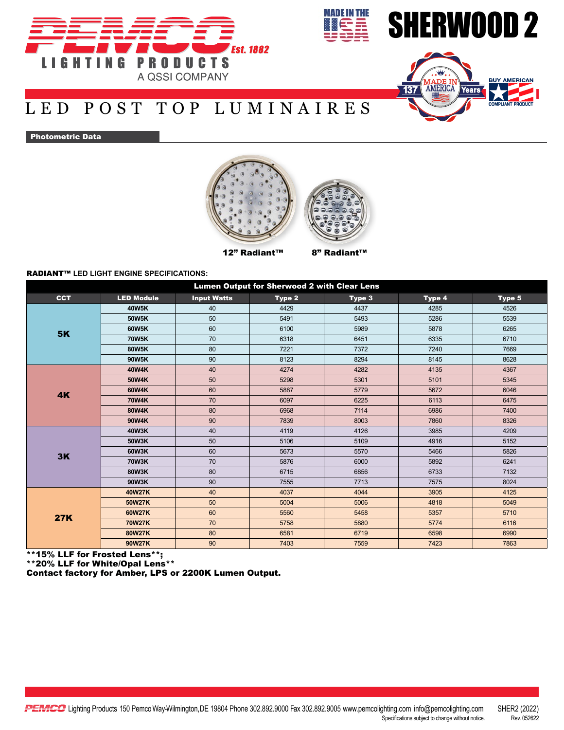# SHERWOOD 2

PEMCO LIGHTING PRODUCTS Est. 1882
A QSSI COMPANY

MADE IN THE USA

137 Years MADE IN AMERICA

BUY AMERICAN COMPLIANT PRODUCT

## LED POST TOP LUMINAIRES

**Photometric Data**

12" Radiant™ 8" Radiant™

**RADIANT™ LED LIGHT ENGINE SPECIFICATIONS:**

| Lumen Output for Sherwood 2 with Clear Lens | | | | | | |
|---|---|---|---|---|---|---|
| **CCT** | **LED Module** | **Input Watts** | **Type 2** | **Type 3** | **Type 4** | **Type 5** |
| **5K** | **40W5K** | 40 | 4429 | 4437 | 4285 | 4526 |
| | **50W5K** | 50 | 5491 | 5493 | 5286 | 5539 |
| | **60W5K** | 60 | 6100 | 5989 | 5878 | 6265 |
| | **70W5K** | 70 | 6318 | 6451 | 6335 | 6710 |
| | **80W5K** | 80 | 7221 | 7372 | 7240 | 7669 |
| | **90W5K** | 90 | 8123 | 8294 | 8145 | 8628 |
| **4K** | **40W4K** | 40 | 4274 | 4282 | 4135 | 4367 |
| | **50W4K** | 50 | 5298 | 5301 | 5101 | 5345 |
| | **60W4K** | 60 | 5887 | 5779 | 5672 | 6046 |
| | **70W4K** | 70 | 6097 | 6225 | 6113 | 6475 |
| | **80W4K** | 80 | 6968 | 7114 | 6986 | 7400 |
| | **90W4K** | 90 | 7839 | 8003 | 7860 | 8326 |
| **3K** | **40W3K** | 40 | 4119 | 4126 | 3985 | 4209 |
| | **50W3K** | 50 | 5106 | 5109 | 4916 | 5152 |
| | **60W3K** | 60 | 5673 | 5570 | 5466 | 5826 |
| | **70W3K** | 70 | 5876 | 6000 | 5892 | 6241 |
| | **80W3K** | 80 | 6715 | 6856 | 6733 | 7132 |
| | **90W3K** | 90 | 7555 | 7713 | 7575 | 8024 |
| **27K** | **40W27K** | 40 | 4037 | 4044 | 3905 | 4125 |
| | **50W27K** | 50 | 5004 | 5006 | 4818 | 5049 |
| | **60W27K** | 60 | 5560 | 5458 | 5357 | 5710 |
| | **70W27K** | 70 | 5758 | 5880 | 5774 | 6116 |
| | **80W27K** | 80 | 6581 | 6719 | 6598 | 6990 |
| | **90W27K** | 90 | 7403 | 7559 | 7423 | 7863 |

**\*\*15% LLF for Frosted Lens\*\*;**
**\*\*20% LLF for White/Opal Lens\*\***
**Contact factory for Amber, LPS or 2200K Lumen Output.**

PEMCO Lighting Products 150 Pemco Way-Wilmington,DE 19804 Phone 302.892.9000 Fax 302.892.9005 www.pemcolighting.com info@pemcolighting.com
Specifications subject to change without notice.

SHER2 (2022)
Rev. 052622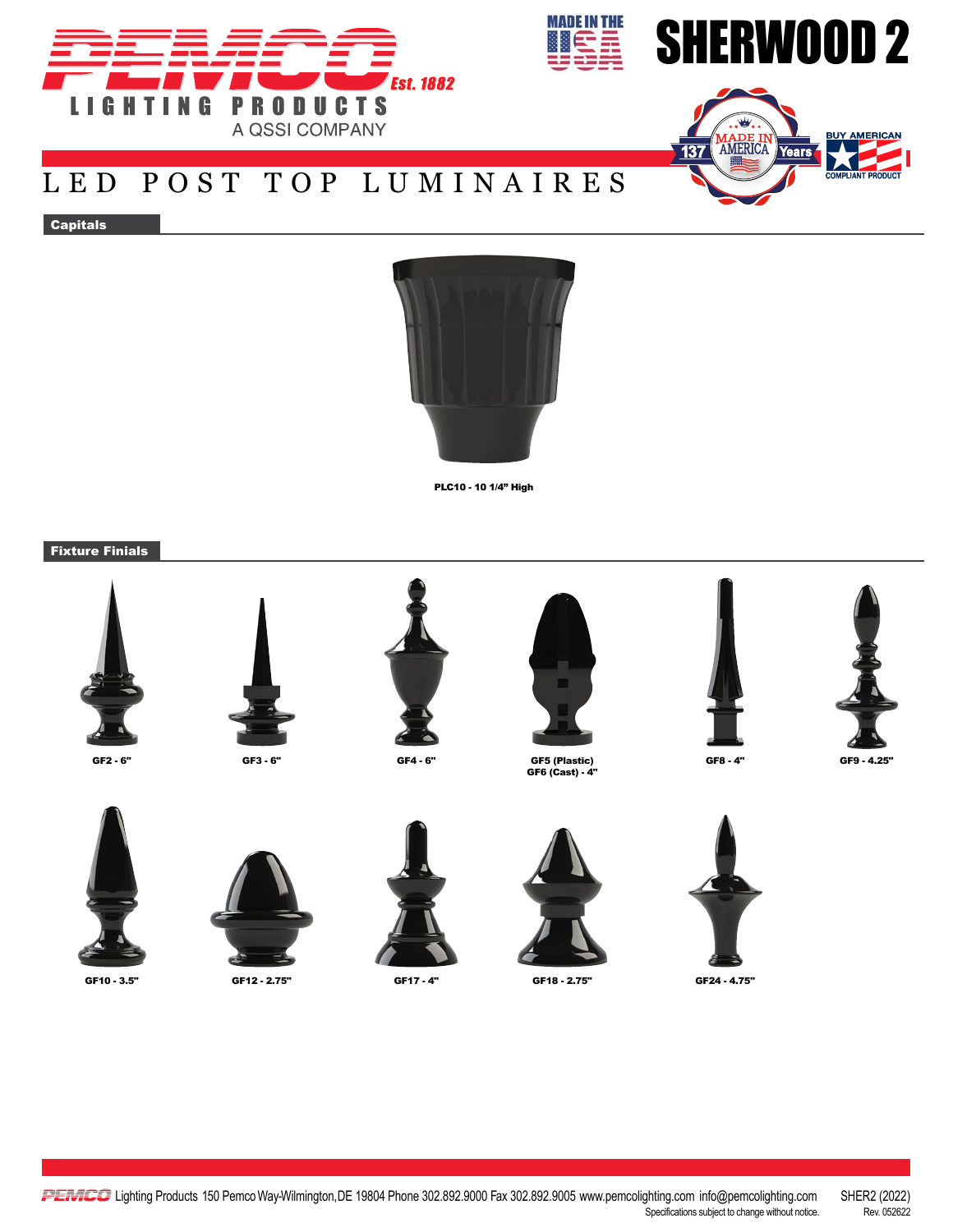PEMCO LIGHTING PRODUCTS
A QSSI COMPANY
Est. 1882

MADE IN THE USA

# SHERWOOD 2

## LED POST TOP LUMINAIRES

### Capitals

**PLC10 - 10 1/4" High**

### Fixture Finials

**GF2 - 6"**

**GF3 - 6"**

**GF4 - 6"**

**GF5 (Plastic)**
**GF6 (Cast) - 4"**

**GF8 - 4"**

**GF9 - 4.25"**

**GF10 - 3.5"**

**GF12 - 2.75"**

**GF17 - 4"**

**GF18 - 2.75"**

**GF24 - 4.75"**

PEMCO Lighting Products 150 Pemco Way-Wilmington,DE 19804 Phone 302.892.9000 Fax 302.892.9005 www.pemcolighting.com info@pemcolighting.com
Specifications subject to change without notice.

SHER2 (2022)
Rev. 052622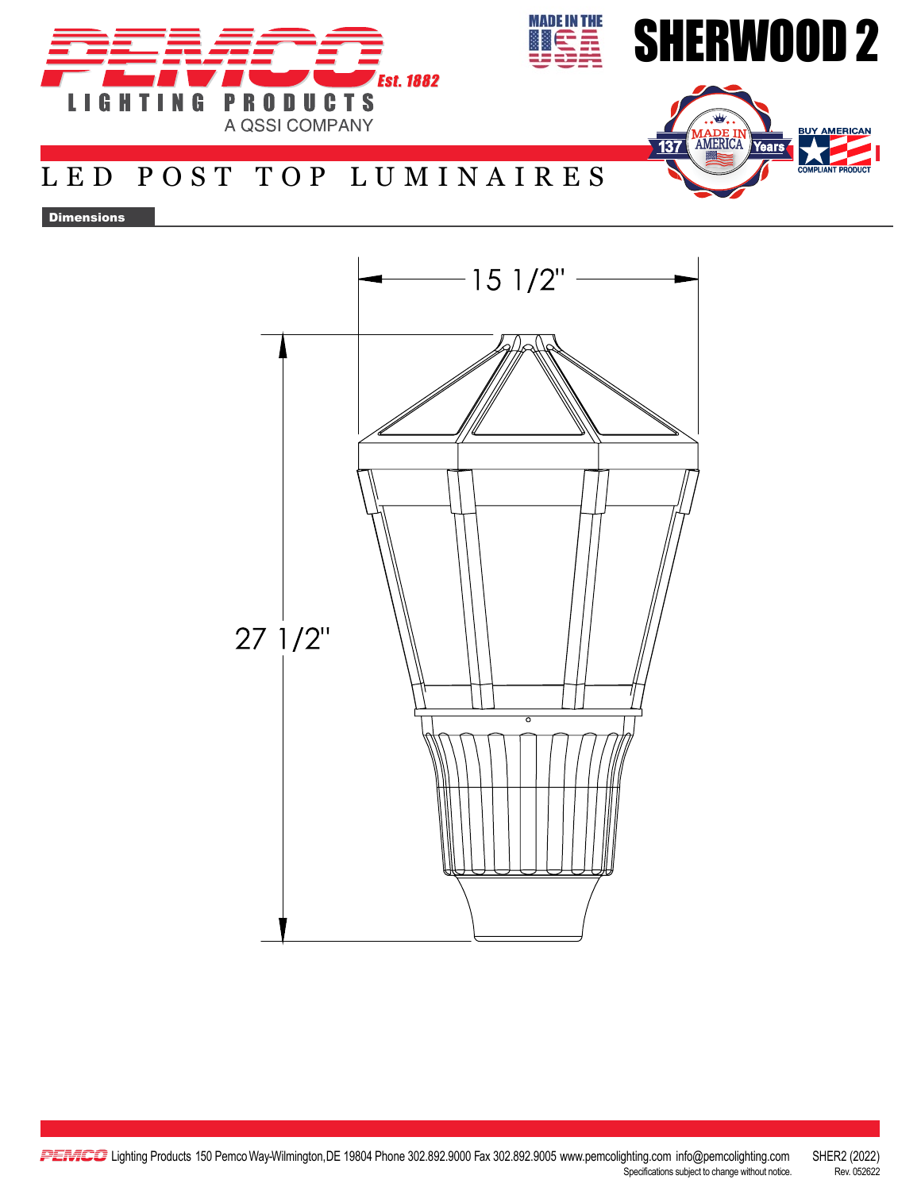# SHERWOOD 2

PEMCO Est. 1882
LIGHTING PRODUCTS
A QSSI COMPANY

MADE IN THE USA

MADE IN AMERICA 137 Years

BUY AMERICAN COMPLIANT PRODUCT

## LED POST TOP LUMINAIRES

**Dimensions**

15 1/2"

27 1/2"

PEMCO Lighting Products 150 Pemco Way-Wilmington,DE 19804 Phone 302.892.9000 Fax 302.892.9005 www.pemcolighting.com info@pemcolighting.com

Specifications subject to change without notice.

SHER2 (2022)

Rev. 052622